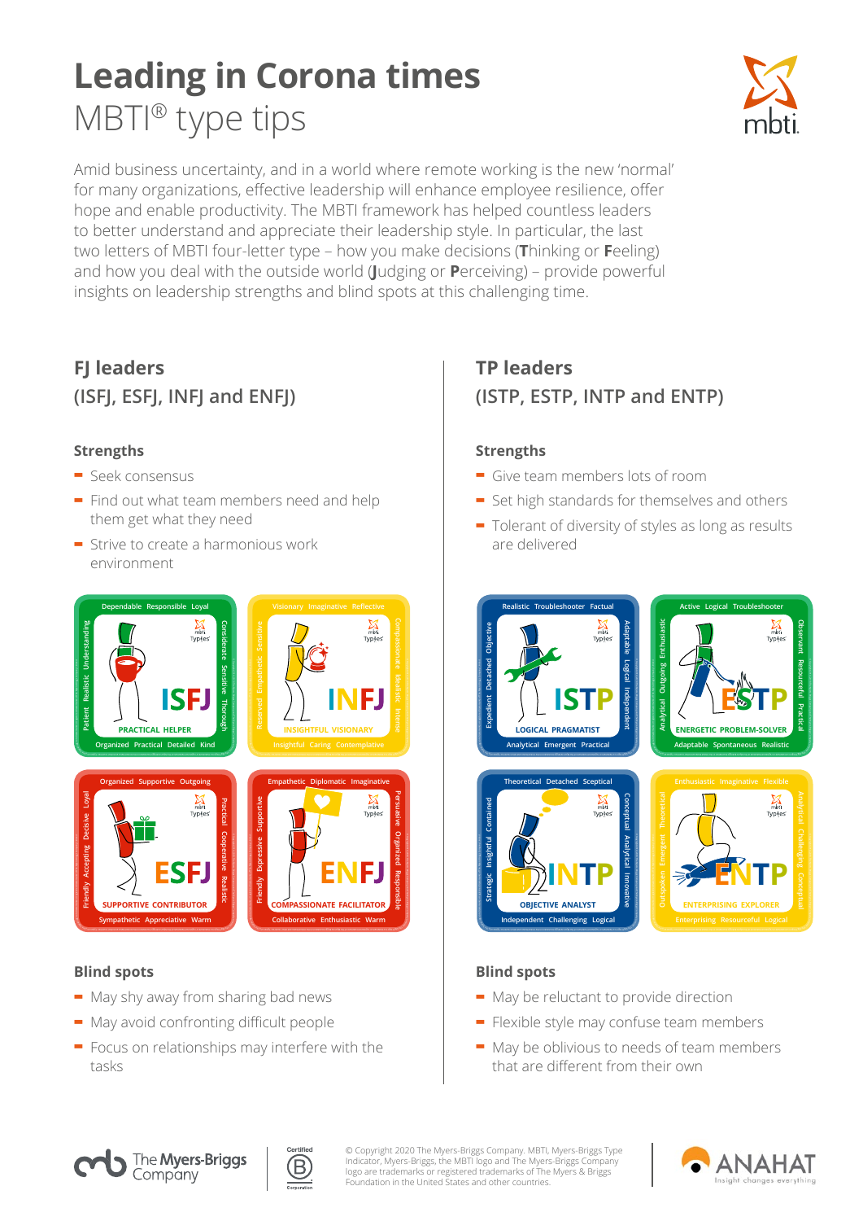# Leading in Corona times

## MBTI® type tips

Amid business uncertainty, and in a world where remote working is the new 'normal' for many organizations, effective leadership will enhance employee resilience, offer hope and enable productivity. The MBTI framework has helped countless leaders to better understand and appreciate their leadership style. In particular, the last two letters of MBTI four-letter type – how you make decisions (**T**hinking or **F**eeling) and how you deal with the outside world (**J**udging or **P**erceiving) – provide powerful insights on leadership strengths and blind spots at this challenging time.

## FJ leaders (ISFJ, ESFJ, INFJ and ENFJ)

### Strengths

- Seek consensus
- Find out what team members need and help them get what they need
- Strive to create a harmonious work environment

**ISFJ** – PRACTICAL HELPER
Dependable Responsible Loyal · Considerate Sensitive Thorough · Organized Practical Detailed Kind · Patient Realistic Understanding

**INFJ** – INSIGHTFUL VISIONARY
Visionary Imaginative Reflective · Compassionate Idealistic Intense · Insightful Caring Contemplative · Reserved Empathetic Sensitive

**ESFJ** – SUPPORTIVE CONTRIBUTOR
Organized Supportive Outgoing · Practical Cooperative Realistic · Sympathetic Appreciative Warm · Friendly Accepting Decisive Loyal

**ENFJ** – COMPASSIONATE FACILITATOR
Empathetic Diplomatic Imaginative · Persuasive Organized Responsible · Collaborative Enthusiastic Warm · Friendly Expressive Supportive

### Blind spots

- May shy away from sharing bad news
- May avoid confronting difficult people
- Focus on relationships may interfere with the tasks

## TP leaders (ISTP, ESTP, INTP and ENTP)

### Strengths

- Give team members lots of room
- Set high standards for themselves and others
- Tolerant of diversity of styles as long as results are delivered

**ISTP** – LOGICAL PRAGMATIST
Realistic Troubleshooter Factual · Adaptable Logical Independent · Analytical Emergent Practical · Expedient Detached Objective

**ESTP** – ENERGETIC PROBLEM-SOLVER
Active Logical Troubleshooter · Observant Resourceful Practical · Adaptable Spontaneous Realistic · Analytical Outgoing Enthusiastic

**INTP** – OBJECTIVE ANALYST
Theoretical Detached Skeptical · Conceptual Analytical Innovative · Independent Challenging Logical · Strategic Insightful Contained

**ENTP** – ENTERPRISING EXPLORER
Enthusiastic Imaginative Flexible · Analytical Challenging Conceptual · Enterprising Resourceful Logical · Outspoken Emergent Theoretical

### Blind spots

- May be reluctant to provide direction
- Flexible style may confuse team members
- May be oblivious to needs of team members that are different from their own

© Copyright 2020 The Myers-Briggs Company. MBTI, Myers-Briggs Type Indicator, Myers-Briggs, the MBTI logo and The Myers-Briggs Company logo are trademarks or registered trademarks of The Myers & Briggs Foundation in the United States and other countries.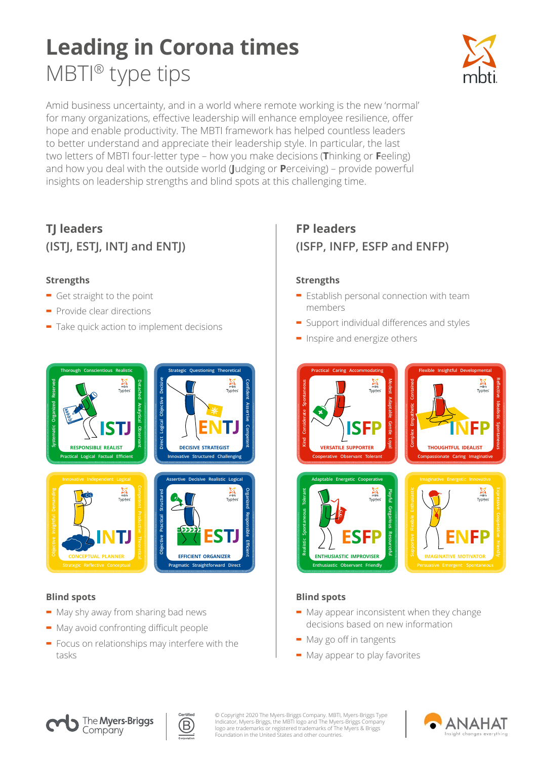# Leading in Corona times

## MBTI® type tips

Amid business uncertainty, and in a world where remote working is the new 'normal' for many organizations, effective leadership will enhance employee resilience, offer hope and enable productivity. The MBTI framework has helped countless leaders to better understand and appreciate their leadership style. In particular, the last two letters of MBTI four-letter type – how you make decisions (**T**hinking or **F**eeling) and how you deal with the outside world (**J**udging or **P**erceiving) – provide powerful insights on leadership strengths and blind spots at this challenging time.

## TJ leaders (ISTJ, ESTJ, INTJ and ENTJ)

### Strengths

- Get straight to the point
- Provide clear directions
- Take quick action to implement decisions

ISTJ – RESPONSIBLE REALIST
Thorough Conscientious Realistic
Systematic Organized Reserved
Detached Analytical Observant
Practical Logical Factual Efficient

ENTJ – DECISIVE STRATEGIST
Strategic Questioning Theoretical
Direct Logical Objective Decisive
Confident Assertive Competent
Innovative Structured Challenging

INTJ – CONCEPTUAL PLANNER
Innovative Independent Logical
Objective Insightful Demanding
Competent Productive Theoretical
Strategic Reflective Conceptual

ESTJ – EFFICIENT ORGANIZER
Assertive Decisive Realistic Logical
Objective Practical Structured
Organized Responsible Efficient
Pragmatic Straightforward Direct

### Blind spots

- May shy away from sharing bad news
- May avoid confronting difficult people
- Focus on relationships may interfere with the tasks

## FP leaders (ISFP, INFP, ESFP and ENFP)

### Strengths

- Establish personal connection with team members
- Support individual differences and styles
- Inspire and energize others

ISFP – VERSATILE SUPPORTER
Practical Caring Accommodating
Kind Considerate Spontaneous
Modest Adaptable Gentle Loyal
Cooperative Observant Tolerant

INFP – THOUGHTFUL IDEALIST
Flexible Insightful Developmental
Complex Empathetic Contained
Reflective Idealistic Spontaneous
Compassionate Caring Imaginative

ESFP – ENTHUSIASTIC IMPROVISER
Adaptable Energetic Cooperative
Realistic Spontaneous Tolerant
Playful Gregarious Resourceful
Enthusiastic Observant Friendly

ENFP – IMAGINATIVE MOTIVATOR
Imaginative Energetic Innovative
Supportive Flexible Enthusiastic
Expressive Cooperative Friendly
Persuasive Emergent Spontaneous

### Blind spots

- May appear inconsistent when they change decisions based on new information
- May go off in tangents
- May appear to play favorites

The Myers-Briggs Company

© Copyright 2020 The Myers-Briggs Company. MBTI, Myers-Briggs Type Indicator, Myers-Briggs, the MBTI logo and The Myers-Briggs Company logo are trademarks or registered trademarks of The Myers & Briggs Foundation in the United States and other countries.

ANAHAT – Insight changes everything